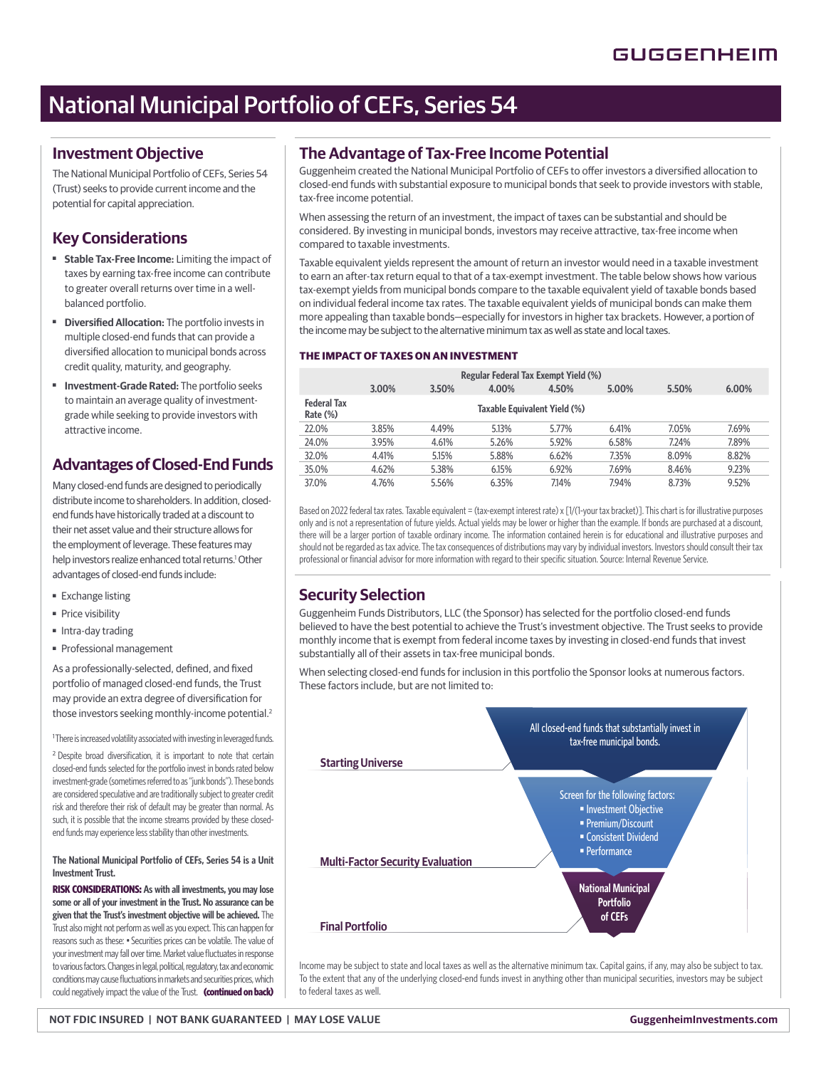GUGGENHEIM

# National Municipal Portfolio of CEFs, Series 54

## Investment Objective

The National Municipal Portfolio of CEFs, Series 54 (Trust) seeks to provide current income and the potential for capital appreciation.

## Key Considerations

- **Stable Tax-Free Income:** Limiting the impact of taxes by earning tax-free income can contribute to greater overall returns over time in a well-balanced portfolio.
- **Diversified Allocation:** The portfolio invests in multiple closed-end funds that can provide a diversified allocation to municipal bonds across credit quality, maturity, and geography.
- **Investment-Grade Rated:** The portfolio seeks to maintain an average quality of investment-grade while seeking to provide investors with attractive income.

## Advantages of Closed-End Funds

Many closed-end funds are designed to periodically distribute income to shareholders. In addition, closed-end funds have historically traded at a discount to their net asset value and their structure allows for the employment of leverage. These features may help investors realize enhanced total returns.[1] Other advantages of closed-end funds include:

- Exchange listing
- Price visibility
- Intra-day trading
- Professional management

As a professionally-selected, defined, and fixed portfolio of managed closed-end funds, the Trust may provide an extra degree of diversification for those investors seeking monthly-income potential.[2]

[1] There is increased volatility associated with investing in leveraged funds.

[2] Despite broad diversification, it is important to note that certain closed-end funds selected for the portfolio invest in bonds rated below investment-grade (sometimes referred to as "junk bonds"). These bonds are considered speculative and are traditionally subject to greater credit risk and therefore their risk of default may be greater than normal. As such, it is possible that the income streams provided by these closed-end funds may experience less stability than other investments.

**The National Municipal Portfolio of CEFs, Series 54 is a Unit Investment Trust.**

**RISK CONSIDERATIONS: As with all investments, you may lose some or all of your investment in the Trust. No assurance can be given that the Trust's investment objective will be achieved.** The Trust also might not perform as well as you expect. This can happen for reasons such as these: ▪ Securities prices can be volatile. The value of your investment may fall over time. Market value fluctuates in response to various factors. Changes in legal, political, regulatory, tax and economic conditions may cause fluctuations in markets and securities prices, which could negatively impact the value of the Trust. **(continued on back)**

## The Advantage of Tax-Free Income Potential

Guggenheim created the National Municipal Portfolio of CEFs to offer investors a diversified allocation to closed-end funds with substantial exposure to municipal bonds that seek to provide investors with stable, tax-free income potential.

When assessing the return of an investment, the impact of taxes can be substantial and should be considered. By investing in municipal bonds, investors may receive attractive, tax-free income when compared to taxable investments.

Taxable equivalent yields represent the amount of return an investor would need in a taxable investment to earn an after-tax return equal to that of a tax-exempt investment. The table below shows how various tax-exempt yields from municipal bonds compare to the taxable equivalent yield of taxable bonds based on individual federal income tax rates. The taxable equivalent yields of municipal bonds can make them more appealing than taxable bonds—especially for investors in higher tax brackets. However, a portion of the income may be subject to the alternative minimum tax as well as state and local taxes.

**THE IMPACT OF TAXES ON AN INVESTMENT**

| | Regular Federal Tax Exempt Yield (%) | | | | | | |
|---|---|---|---|---|---|---|---|
| | 3.00% | 3.50% | 4.00% | 4.50% | 5.00% | 5.50% | 6.00% |
| **Federal Tax Rate (%)** | Taxable Equivalent Yield (%) | | | | | | |
| 22.0% | 3.85% | 4.49% | 5.13% | 5.77% | 6.41% | 7.05% | 7.69% |
| 24.0% | 3.95% | 4.61% | 5.26% | 5.92% | 6.58% | 7.24% | 7.89% |
| 32.0% | 4.41% | 5.15% | 5.88% | 6.62% | 7.35% | 8.09% | 8.82% |
| 35.0% | 4.62% | 5.38% | 6.15% | 6.92% | 7.69% | 8.46% | 9.23% |
| 37.0% | 4.76% | 5.56% | 6.35% | 7.14% | 7.94% | 8.73% | 9.52% |

Based on 2022 federal tax rates. Taxable equivalent = (tax-exempt interest rate) x [1/(1-your tax bracket)]. This chart is for illustrative purposes only and is not a representation of future yields. Actual yields may be lower or higher than the example. If bonds are purchased at a discount, there will be a larger portion of taxable ordinary income. The information contained herein is for educational and illustrative purposes and should not be regarded as tax advice. The tax consequences of distributions may vary by individual investors. Investors should consult their tax professional or financial advisor for more information with regard to their specific situation. Source: Internal Revenue Service.

## Security Selection

Guggenheim Funds Distributors, LLC (the Sponsor) has selected for the portfolio closed-end funds believed to have the best potential to achieve the Trust's investment objective. The Trust seeks to provide monthly income that is exempt from federal income taxes by investing in closed-end funds that invest substantially all of their assets in tax-free municipal bonds.

When selecting closed-end funds for inclusion in this portfolio the Sponsor looks at numerous factors. These factors include, but are not limited to:

**Starting Universe**: All closed-end funds that substantially invest in tax-free municipal bonds.

**Multi-Factor Security Evaluation**: Screen for the following factors:
- Investment Objective
- Premium/Discount
- Consistent Dividend
- Performance

**Final Portfolio**: National Municipal Portfolio of CEFs

Income may be subject to state and local taxes as well as the alternative minimum tax. Capital gains, if any, may also be subject to tax. To the extent that any of the underlying closed-end funds invest in anything other than municipal securities, investors may be subject to federal taxes as well.

NOT FDIC INSURED | NOT BANK GUARANTEED | MAY LOSE VALUE

GuggenheimInvestments.com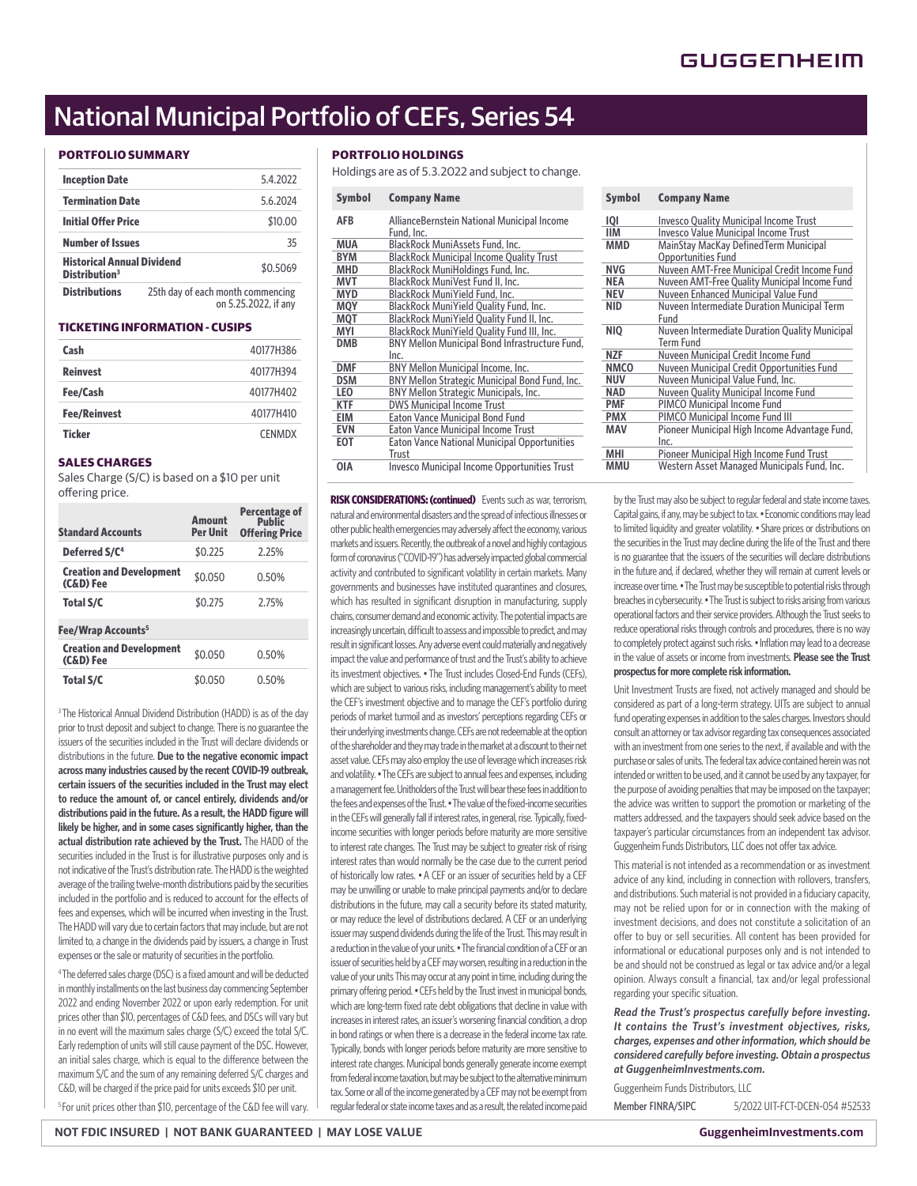# National Municipal Portfolio of CEFs, Series 54

## PORTFOLIO SUMMARY

| | |
|---|---|
| **Inception Date** | 5.4.2022 |
| **Termination Date** | 5.6.2024 |
| **Initial Offer Price** | $10.00 |
| **Number of Issues** | 35 |
| **Historical Annual Dividend Distribution**[3] | $0.5069 |
| **Distributions** | 25th day of each month commencing on 5.25.2022, if any |

## TICKETING INFORMATION - CUSIPS

| | |
|---|---|
| **Cash** | 40177H386 |
| **Reinvest** | 40177H394 |
| **Fee/Cash** | 40177H402 |
| **Fee/Reinvest** | 40177H410 |
| **Ticker** | CENMDX |

## SALES CHARGES

Sales Charge (S/C) is based on a $10 per unit offering price.

| Standard Accounts | Amount Per Unit | Percentage of Public Offering Price |
|---|---|---|
| **Deferred S/C**[4] | $0.225 | 2.25% |
| **Creation and Development (C&D) Fee** | $0.050 | 0.50% |
| **Total S/C** | $0.275 | 2.75% |
| **Fee/Wrap Accounts**[5] | | |
| **Creation and Development (C&D) Fee** | $0.050 | 0.50% |
| **Total S/C** | $0.050 | 0.50% |

[3] The Historical Annual Dividend Distribution (HADD) is as of the day prior to trust deposit and subject to change. There is no guarantee the issuers of the securities included in the Trust will declare dividends or distributions in the future. **Due to the negative economic impact across many industries caused by the recent COVID-19 outbreak, certain issuers of the securities included in the Trust may elect to reduce the amount of, or cancel entirely, dividends and/or distributions paid in the future. As a result, the HADD figure will likely be higher, and in some cases significantly higher, than the actual distribution rate achieved by the Trust.** The HADD of the securities included in the Trust is for illustrative purposes only and is not indicative of the Trust's distribution rate. The HADD is the weighted average of the trailing twelve-month distributions paid by the securities included in the portfolio and is reduced to account for the effects of fees and expenses, which will be incurred when investing in the Trust. The HADD will vary due to certain factors that may include, but are not limited to, a change in the dividends paid by issuers, a change in Trust expenses or the sale or maturity of securities in the portfolio.

[4] The deferred sales charge (DSC) is a fixed amount and will be deducted in monthly installments on the last business day commencing September 2022 and ending November 2022 or upon early redemption. For unit prices other than $10, percentages of C&D fees, and DSCs will vary but in no event will the maximum sales charge (S/C) exceed the total S/C. Early redemption of units will still cause payment of the DSC. However, an initial sales charge, which is equal to the difference between the maximum S/C and the sum of any remaining deferred S/C charges and C&D, will be charged if the price paid for units exceeds $10 per unit.

[5] For unit prices other than $10, percentage of the C&D fee will vary.

## PORTFOLIO HOLDINGS

Holdings are as of 5.3.2022 and subject to change.

| Symbol | Company Name |
|---|---|
| AFB | AllianceBernstein National Municipal Income Fund, Inc. |
| MUA | BlackRock MuniAssets Fund, Inc. |
| BYM | BlackRock Municipal Income Quality Trust |
| MHD | BlackRock MuniHoldings Fund, Inc. |
| MVT | BlackRock MuniVest Fund II, Inc. |
| MYD | BlackRock MuniYield Fund, Inc. |
| MQY | BlackRock MuniYield Quality Fund, Inc. |
| MQT | BlackRock MuniYield Quality Fund II, Inc. |
| MYI | BlackRock MuniYield Quality Fund III, Inc. |
| DMB | BNY Mellon Municipal Bond Infrastructure Fund, Inc. |
| DMF | BNY Mellon Municipal Income, Inc. |
| DSM | BNY Mellon Strategic Municipal Bond Fund, Inc. |
| LEO | BNY Mellon Strategic Municipals, Inc. |
| KTF | DWS Municipal Income Trust |
| EIM | Eaton Vance Municipal Bond Fund |
| EVN | Eaton Vance Municipal Income Trust |
| EOT | Eaton Vance National Municipal Opportunities Trust |
| OIA | Invesco Municipal Income Opportunities Trust |
| IQI | Invesco Quality Municipal Income Trust |
| IIM | Invesco Value Municipal Income Trust |
| MMD | MainStay MacKay DefinedTerm Municipal Opportunities Fund |
| NVG | Nuveen AMT-Free Municipal Credit Income Fund |
| NEA | Nuveen AMT-Free Quality Municipal Income Fund |
| NEV | Nuveen Enhanced Municipal Value Fund |
| NID | Nuveen Intermediate Duration Municipal Term Fund |
| NIQ | Nuveen Intermediate Duration Quality Municipal Term Fund |
| NZF | Nuveen Municipal Credit Income Fund |
| NMCO | Nuveen Municipal Credit Opportunities Fund |
| NUV | Nuveen Municipal Value Fund, Inc. |
| NAD | Nuveen Quality Municipal Income Fund |
| PMF | PIMCO Municipal Income Fund |
| PMX | PIMCO Municipal Income Fund III |
| MAV | Pioneer Municipal High Income Advantage Fund, Inc. |
| MHI | Pioneer Municipal High Income Fund Trust |
| MMU | Western Asset Managed Municipals Fund, Inc. |

**RISK CONSIDERATIONS: (continued)** Events such as war, terrorism, natural and environmental disasters and the spread of infectious illnesses or other public health emergencies may adversely affect the economy, various markets and issuers. Recently, the outbreak of a novel and highly contagious form of coronavirus ("COVID-19") has adversely impacted global commercial activity and contributed to significant volatility in certain markets. Many governments and businesses have instituted quarantines and closures, which has resulted in significant disruption in manufacturing, supply chains, consumer demand and economic activity. The potential impacts are increasingly uncertain, difficult to assess and impossible to predict, and may result in significant losses. Any adverse event could materially and negatively impact the value and performance of trust and the Trust's ability to achieve its investment objectives. • The Trust includes Closed-End Funds (CEFs), which are subject to various risks, including management's ability to meet the CEF's investment objective and to manage the CEF's portfolio during periods of market turmoil and as investors' perceptions regarding CEFs or their underlying investments change. CEFs are not redeemable at the option of the shareholder and they may trade in the market at a discount to their net asset value. CEFs may also employ the use of leverage which increases risk and volatility. • The CEFs are subject to annual fees and expenses, including a management fee. Unitholders of the Trust will bear these fees in addition to the fees and expenses of the Trust. • The value of the fixed-income securities in the CEFs will generally fall if interest rates, in general, rise. Typically, fixed-income securities with longer periods before maturity are more sensitive to interest rate changes. The Trust may be subject to greater risk of rising interest rates than would normally be the case due to the current period of historically low rates. • A CEF or an issuer of securities held by a CEF may be unwilling or unable to make principal payments and/or to declare distributions in the future, may call a security before its stated maturity, or may reduce the level of distributions declared. A CEF or an underlying issuer may suspend dividends during the life of the Trust. This may result in a reduction in the value of your units. • The financial condition of a CEF or an issuer of securities held by a CEF may worsen, resulting in a reduction in the value of your units This may occur at any point in time, including during the primary offering period. • CEFs held by the Trust invest in municipal bonds, which are long-term fixed rate debt obligations that decline in value with increases in interest rates, an issuer's worsening financial condition, a drop in bond ratings or when there is a decrease in the federal income tax rate. Typically, bonds with longer periods before maturity are more sensitive to interest rate changes. Municipal bonds generally generate income exempt from federal income taxation, but may be subject to the alternative minimum tax. Some or all of the income generated by a CEF may not be exempt from regular federal or state income taxes and as a result, the related income paid by the Trust may also be subject to regular federal and state income taxes. Capital gains, if any, may be subject to tax. • Economic conditions may lead to limited liquidity and greater volatility. • Share prices or distributions on the securities in the Trust may decline during the life of the Trust and there is no guarantee that the issuers of the securities will declare distributions in the future and, if declared, whether they will remain at current levels or increase over time. • The Trust may be susceptible to potential risks through breaches in cybersecurity. • The Trust is subject to risks arising from various operational factors and their service providers. Although the Trust seeks to reduce operational risks through controls and procedures, there is no way to completely protect against such risks. • Inflation may lead to a decrease in the value of assets or income from investments. **Please see the Trust prospectus for more complete risk information.**

Unit Investment Trusts are fixed, not actively managed and should be considered as part of a long-term strategy. UITs are subject to annual fund operating expenses in addition to the sales charges. Investors should consult an attorney or tax advisor regarding tax consequences associated with an investment from one series to the next, if available and with the purchase or sales of units. The federal tax advice contained herein was not intended or written to be used, and it cannot be used by any taxpayer, for the purpose of avoiding penalties that may be imposed on the taxpayer; the advice was written to support the promotion or marketing of the matters addressed, and the taxpayers should seek advice based on the taxpayer's particular circumstances from an independent tax advisor. Guggenheim Funds Distributors, LLC does not offer tax advice.

This material is not intended as a recommendation or as investment advice of any kind, including in connection with rollovers, transfers, and distributions. Such material is not provided in a fiduciary capacity, may not be relied upon for or in connection with the making of investment decisions, and does not constitute a solicitation of an offer to buy or sell securities. All content has been provided for informational or educational purposes only and is not intended to be and should not be construed as legal or tax advice and/or a legal opinion. Always consult a financial, tax and/or legal professional regarding your specific situation.

***Read the Trust's prospectus carefully before investing. It contains the Trust's investment objectives, risks, charges, expenses and other information, which should be considered carefully before investing. Obtain a prospectus at GuggenheimInvestments.com.***

Guggenheim Funds Distributors, LLC

Member FINRA/SIPC 5/2022 UIT-FCT-DCEN-054 #52533

NOT FDIC INSURED | NOT BANK GUARANTEED | MAY LOSE VALUE

GuggenheimInvestments.com